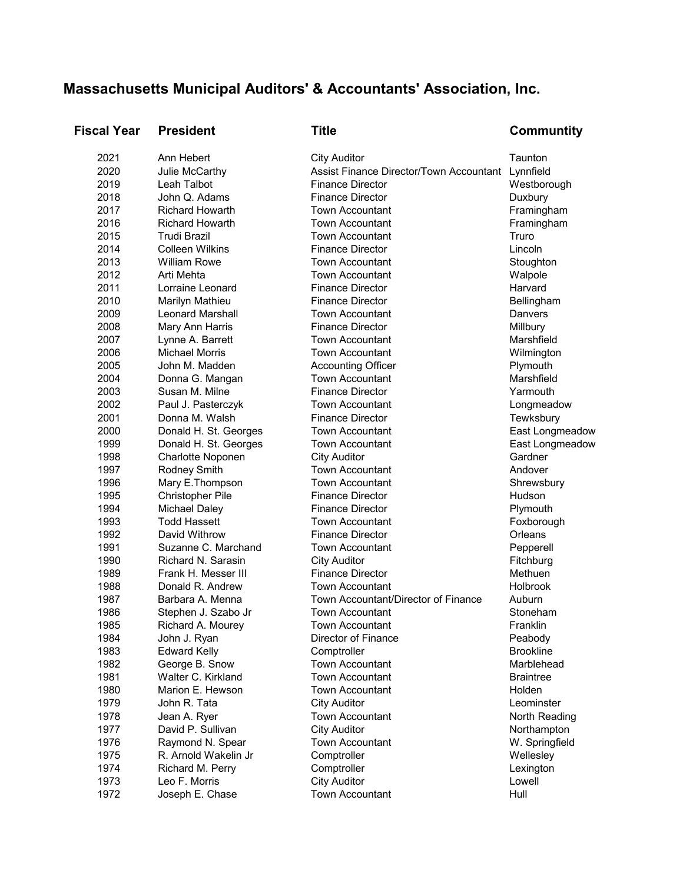# Massachusetts Municipal Auditors' & Accountants' Association, Inc.

| Fiscal Year | President | Title | Communtity |
|---|---|---|---|
| 2021 | Ann Hebert | City Auditor | Taunton |
| 2020 | Julie McCarthy | Assist Finance Director/Town Accountant | Lynnfield |
| 2019 | Leah Talbot | Finance Director | Westborough |
| 2018 | John Q. Adams | Finance Director | Duxbury |
| 2017 | Richard Howarth | Town Accountant | Framingham |
| 2016 | Richard Howarth | Town Accountant | Framingham |
| 2015 | Trudi Brazil | Town Accountant | Truro |
| 2014 | Colleen Wilkins | Finance Director | Lincoln |
| 2013 | William Rowe | Town Accountant | Stoughton |
| 2012 | Arti Mehta | Town Accountant | Walpole |
| 2011 | Lorraine Leonard | Finance Director | Harvard |
| 2010 | Marilyn Mathieu | Finance Director | Bellingham |
| 2009 | Leonard Marshall | Town Accountant | Danvers |
| 2008 | Mary Ann Harris | Finance Director | Millbury |
| 2007 | Lynne A. Barrett | Town Accountant | Marshfield |
| 2006 | Michael Morris | Town Accountant | Wilmington |
| 2005 | John M. Madden | Accounting Officer | Plymouth |
| 2004 | Donna G. Mangan | Town Accountant | Marshfield |
| 2003 | Susan M. Milne | Finance Director | Yarmouth |
| 2002 | Paul J. Pasterczyk | Town Accountant | Longmeadow |
| 2001 | Donna M. Walsh | Finance Director | Tewksbury |
| 2000 | Donald H. St. Georges | Town Accountant | East Longmeadow |
| 1999 | Donald H. St. Georges | Town Accountant | East Longmeadow |
| 1998 | Charlotte Noponen | City Auditor | Gardner |
| 1997 | Rodney Smith | Town Accountant | Andover |
| 1996 | Mary E.Thompson | Town Accountant | Shrewsbury |
| 1995 | Christopher Pile | Finance Director | Hudson |
| 1994 | Michael Daley | Finance Director | Plymouth |
| 1993 | Todd Hassett | Town Accountant | Foxborough |
| 1992 | David Withrow | Finance Director | Orleans |
| 1991 | Suzanne C. Marchand | Town Accountant | Pepperell |
| 1990 | Richard N. Sarasin | City Auditor | Fitchburg |
| 1989 | Frank H. Messer III | Finance Director | Methuen |
| 1988 | Donald R. Andrew | Town Accountant | Holbrook |
| 1987 | Barbara A. Menna | Town Accountant/Director of Finance | Auburn |
| 1986 | Stephen J. Szabo Jr | Town Accountant | Stoneham |
| 1985 | Richard A. Mourey | Town Accountant | Franklin |
| 1984 | John J. Ryan | Director of Finance | Peabody |
| 1983 | Edward Kelly | Comptroller | Brookline |
| 1982 | George B. Snow | Town Accountant | Marblehead |
| 1981 | Walter C. Kirkland | Town Accountant | Braintree |
| 1980 | Marion E. Hewson | Town Accountant | Holden |
| 1979 | John R. Tata | City Auditor | Leominster |
| 1978 | Jean A. Ryer | Town Accountant | North Reading |
| 1977 | David P. Sullivan | City Auditor | Northampton |
| 1976 | Raymond N. Spear | Town Accountant | W. Springfield |
| 1975 | R. Arnold Wakelin Jr | Comptroller | Wellesley |
| 1974 | Richard M. Perry | Comptroller | Lexington |
| 1973 | Leo F. Morris | City Auditor | Lowell |
| 1972 | Joseph E. Chase | Town Accountant | Hull |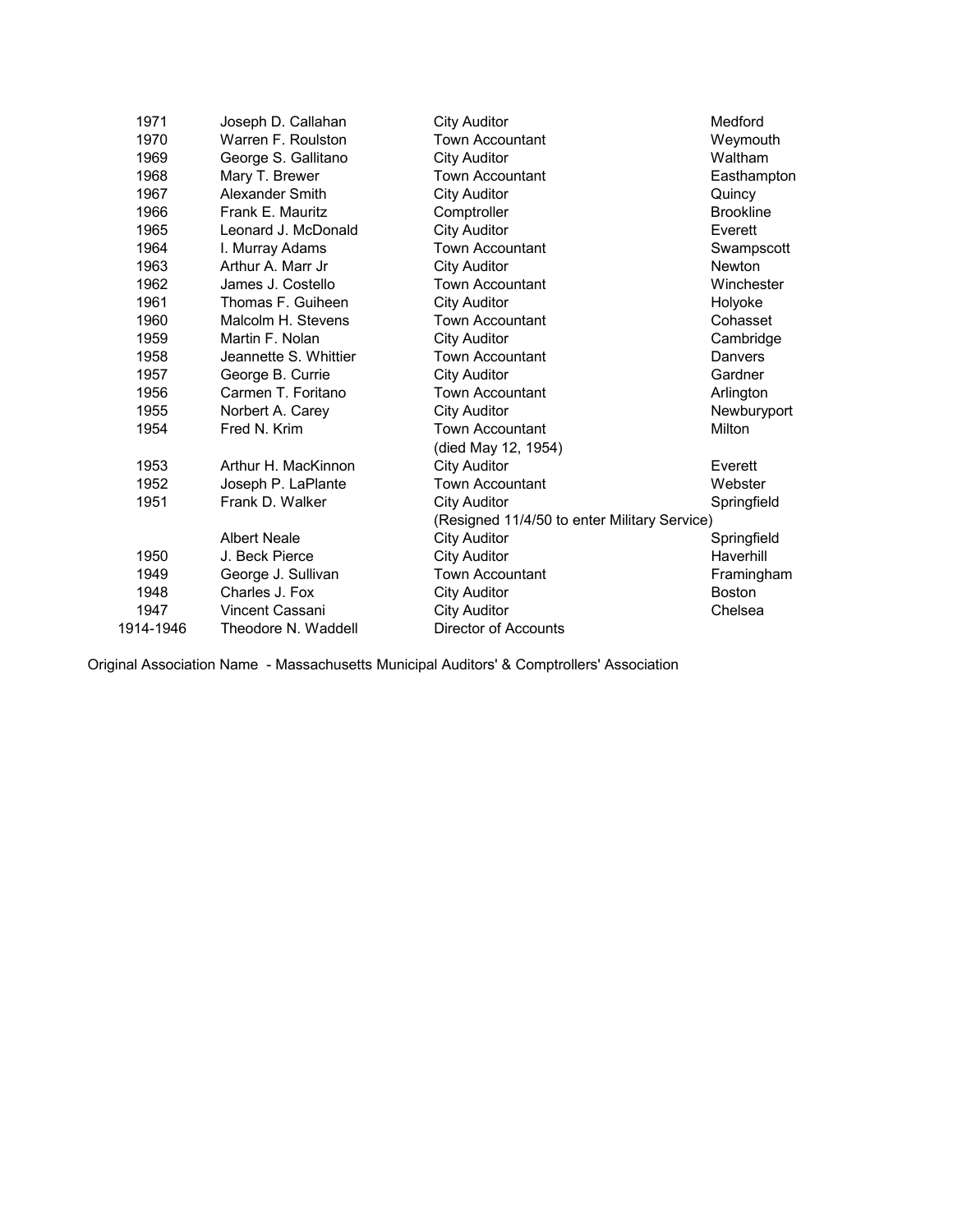| | | | |
|---|---|---|---|
| 1971 | Joseph D. Callahan | City Auditor | Medford |
| 1970 | Warren F. Roulston | Town Accountant | Weymouth |
| 1969 | George S. Gallitano | City Auditor | Waltham |
| 1968 | Mary T. Brewer | Town Accountant | Easthampton |
| 1967 | Alexander Smith | City Auditor | Quincy |
| 1966 | Frank E. Mauritz | Comptroller | Brookline |
| 1965 | Leonard J. McDonald | City Auditor | Everett |
| 1964 | I. Murray Adams | Town Accountant | Swampscott |
| 1963 | Arthur A. Marr Jr | City Auditor | Newton |
| 1962 | James J. Costello | Town Accountant | Winchester |
| 1961 | Thomas F. Guiheen | City Auditor | Holyoke |
| 1960 | Malcolm H. Stevens | Town Accountant | Cohasset |
| 1959 | Martin F. Nolan | City Auditor | Cambridge |
| 1958 | Jeannette S. Whittier | Town Accountant | Danvers |
| 1957 | George B. Currie | City Auditor | Gardner |
| 1956 | Carmen T. Foritano | Town Accountant | Arlington |
| 1955 | Norbert A. Carey | City Auditor | Newburyport |
| 1954 | Fred N. Krim | Town Accountant (died May 12, 1954) | Milton |
| 1953 | Arthur H. MacKinnon | City Auditor | Everett |
| 1952 | Joseph P. LaPlante | Town Accountant | Webster |
| 1951 | Frank D. Walker | City Auditor (Resigned 11/4/50 to enter Military Service) | Springfield |
| | Albert Neale | City Auditor | Springfield |
| 1950 | J. Beck Pierce | City Auditor | Haverhill |
| 1949 | George J. Sullivan | Town Accountant | Framingham |
| 1948 | Charles J. Fox | City Auditor | Boston |
| 1947 | Vincent Cassani | City Auditor | Chelsea |
| 1914-1946 | Theodore N. Waddell | Director of Accounts | |

Original Association Name - Massachusetts Municipal Auditors' & Comptrollers' Association